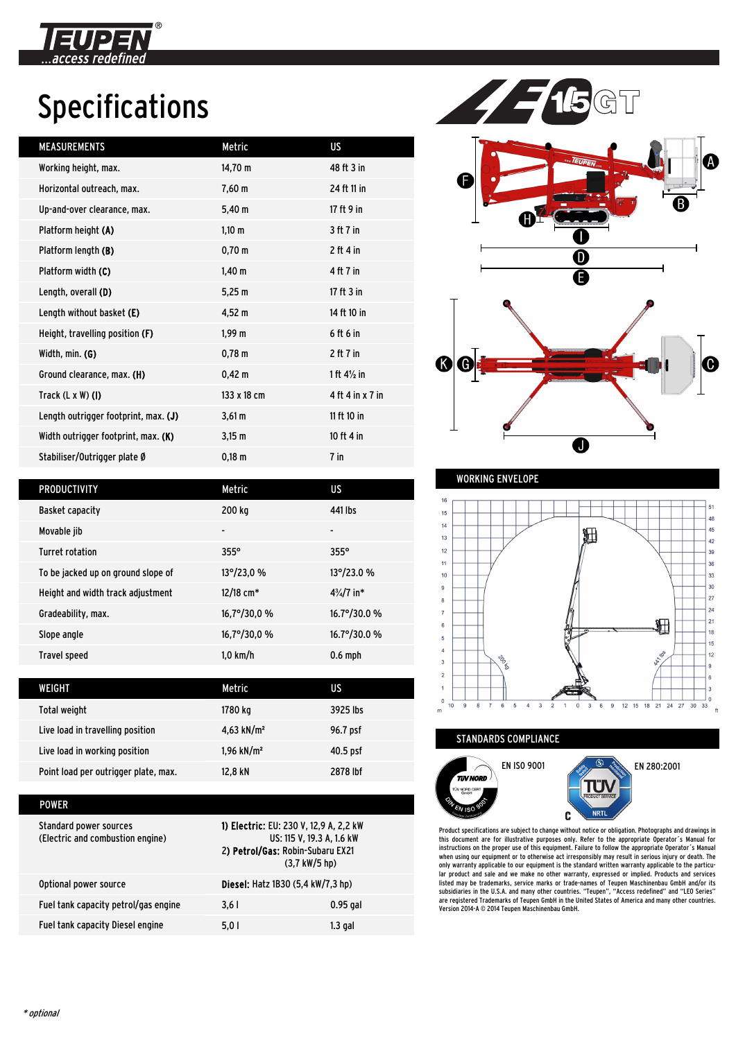# Specifications

LEO 15GT

| MEASUREMENTS | Metric | US |
|---|---|---|
| Working height, max. | 14,70 m | 48 ft 3 in |
| Horizontal outreach, max. | 7,60 m | 24 ft 11 in |
| Up-and-over clearance, max. | 5,40 m | 17 ft 9 in |
| Platform height **(A)** | 1,10 m | 3 ft 7 in |
| Platform length **(B)** | 0,70 m | 2 ft 4 in |
| Platform width **(C)** | 1,40 m | 4 ft 7 in |
| Length, overall **(D)** | 5,25 m | 17 ft 3 in |
| Length without basket **(E)** | 4,52 m | 14 ft 10 in |
| Height, travelling position **(F)** | 1,99 m | 6 ft 6 in |
| Width, min. **(G)** | 0,78 m | 2 ft 7 in |
| Ground clearance, max. **(H)** | 0,42 m | 1 ft 4½ in |
| Track (L x W) **(I)** | 133 x 18 cm | 4 ft 4 in x 7 in |
| Length outrigger footprint, max. **(J)** | 3,61 m | 11 ft 10 in |
| Width outrigger footprint, max. **(K)** | 3,15 m | 10 ft 4 in |
| Stabiliser/Outrigger plate Ø | 0,18 m | 7 in |

| PRODUCTIVITY | Metric | US |
|---|---|---|
| Basket capacity | 200 kg | 441 lbs |
| Movable jib | - | - |
| Turret rotation | 355° | 355° |
| To be jacked up on ground slope of | 13°/23,0 % | 13°/23.0 % |
| Height and width track adjustment | 12/18 cm* | 4¾/7 in* |
| Gradeability, max. | 16,7°/30,0 % | 16.7°/30.0 % |
| Slope angle | 16,7°/30,0 % | 16.7°/30.0 % |
| Travel speed | 1,0 km/h | 0.6 mph |

| WEIGHT | Metric | US |
|---|---|---|
| Total weight | 1780 kg | 3925 lbs |
| Live load in travelling position | 4,63 kN/m² | 96.7 psf |
| Live load in working position | 1,96 kN/m² | 40.5 psf |
| Point load per outrigger plate, max. | 12,8 kN | 2878 lbf |

| POWER | | |
|---|---|---|
| Standard power sources (Electric and combustion engine) | 1) **Electric:** EU: 230 V, 12,9 A, 2,2 kW; US: 115 V, 19.3 A, 1.6 kW; 2) **Petrol/Gas:** Robin-Subaru EX21 (3,7 kW/5 hp) | |
| Optional power source | **Diesel:** Hatz 1B30 (5,4 kW/7,3 hp) | |
| Fuel tank capacity petrol/gas engine | 3,6 l | 0.95 gal |
| Fuel tank capacity Diesel engine | 5,0 l | 1.3 gal |

## WORKING ENVELOPE

## STANDARDS COMPLIANCE

EN ISO 9001

EN 280:2001

Product specifications are subject to change without notice or obligation. Photographs and drawings in this document are for illustrative purposes only. Refer to the appropriate Operator´s Manual for instructions on the proper use of this equipment. Failure to follow the appropriate Operator´s Manual when using our equipment or to otherwise act irresponsibly may result in serious injury or death. The only warranty applicable to our equipment is the standard written warranty applicable to the particular product and sale and we make no other warranty, expressed or implied. Products and services listed may be trademarks, service marks or trade-names of Teupen Maschinenbau GmbH and/or its subsidiaries in the U.S.A. and many other countries. "Teupen", "Access redefined" and "LEO Series" are registered Trademarks of Teupen GmbH in the United States of America and many other countries. Version 2014-A © 2014 Teupen Maschinenbau GmbH.

*\* optional*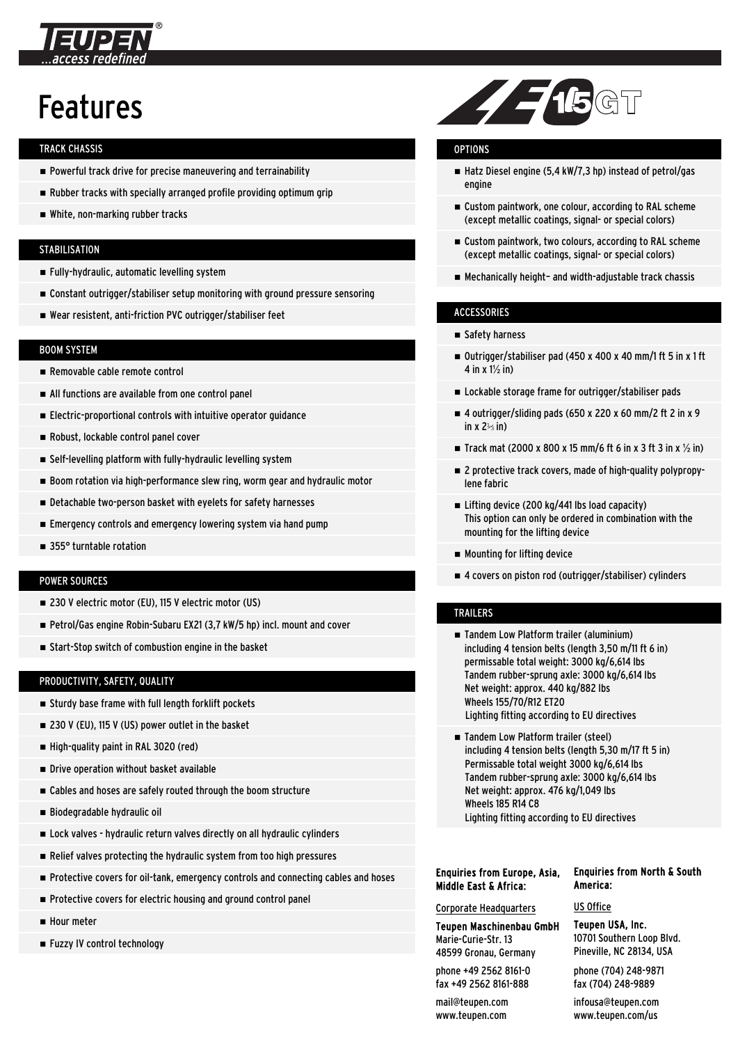# Features

## TRACK CHASSIS

- Powerful track drive for precise maneuvering and terrainability
- Rubber tracks with specially arranged profile providing optimum grip
- White, non-marking rubber tracks

## STABILISATION

- Fully-hydraulic, automatic levelling system
- Constant outrigger/stabiliser setup monitoring with ground pressure sensoring
- Wear resistent, anti-friction PVC outrigger/stabiliser feet

## BOOM SYSTEM

- Removable cable remote control
- All functions are available from one control panel
- Electric-proportional controls with intuitive operator guidance
- Robust, lockable control panel cover
- Self-levelling platform with fully-hydraulic levelling system
- Boom rotation via high-performance slew ring, worm gear and hydraulic motor
- Detachable two-person basket with eyelets for safety harnesses
- Emergency controls and emergency lowering system via hand pump
- 355° turntable rotation

## POWER SOURCES

- 230 V electric motor (EU), 115 V electric motor (US)
- Petrol/Gas engine Robin-Subaru EX21 (3,7 kW/5 hp) incl. mount and cover
- Start-Stop switch of combustion engine in the basket

## PRODUCTIVITY, SAFETY, QUALITY

- Sturdy base frame with full length forklift pockets
- 230 V (EU), 115 V (US) power outlet in the basket
- High-quality paint in RAL 3020 (red)
- Drive operation without basket available
- Cables and hoses are safely routed through the boom structure
- Biodegradable hydraulic oil
- Lock valves - hydraulic return valves directly on all hydraulic cylinders
- Relief valves protecting the hydraulic system from too high pressures
- Protective covers for oil-tank, emergency controls and connecting cables and hoses
- Protective covers for electric housing and ground control panel
- Hour meter
- Fuzzy IV control technology

## OPTIONS

- Hatz Diesel engine (5,4 kW/7,3 hp) instead of petrol/gas engine
- Custom paintwork, one colour, according to RAL scheme (except metallic coatings, signal- or special colors)
- Custom paintwork, two colours, according to RAL scheme (except metallic coatings, signal- or special colors)
- Mechanically height– and width-adjustable track chassis

## ACCESSORIES

- Safety harness
- Outrigger/stabiliser pad (450 x 400 x 40 mm/1 ft 5 in x 1 ft 4 in x 1½ in)
- Lockable storage frame for outrigger/stabiliser pads
- 4 outrigger/sliding pads (650 x 220 x 60 mm/2 ft 2 in x 9 in x 2⅓ in)
- Track mat (2000 x 800 x 15 mm/6 ft 6 in x 3 ft 3 in x ½ in)
- 2 protective track covers, made of high-quality polypropylene fabric
- Lifting device (200 kg/441 lbs load capacity)
  This option can only be ordered in combination with the mounting for the lifting device
- Mounting for lifting device
- 4 covers on piston rod (outrigger/stabiliser) cylinders

## TRAILERS

- Tandem Low Platform trailer (aluminium)
  including 4 tension belts (length 3,50 m/11 ft 6 in)
  permissable total weight: 3000 kg/6,614 lbs
  Tandem rubber-sprung axle: 3000 kg/6,614 lbs
  Net weight: approx. 440 kg/882 lbs
  Wheels 155/70/R12 ET20
  Lighting fitting according to EU directives
- Tandem Low Platform trailer (steel)
  including 4 tension belts (length 5,30 m/17 ft 5 in)
  Permissable total weight 3000 kg/6,614 lbs
  Tandem rubber-sprung axle: 3000 kg/6,614 lbs
  Net weight: approx. 476 kg/1,049 lbs
  Wheels 185 R14 C8
  Lighting fitting according to EU directives

**Enquiries from Europe, Asia, Middle East & Africa:**

Corporate Headquarters

**Teupen Maschinenbau GmbH**
Marie-Curie-Str. 13
48599 Gronau, Germany

phone +49 2562 8161-0
fax +49 2562 8161-888

mail@teupen.com
www.teupen.com

**Enquiries from North & South America:**

US Office

**Teupen USA, Inc.**
10701 Southern Loop Blvd.
Pineville, NC 28134, USA

phone (704) 248-9871
fax (704) 248-9889

infousa@teupen.com
www.teupen.com/us